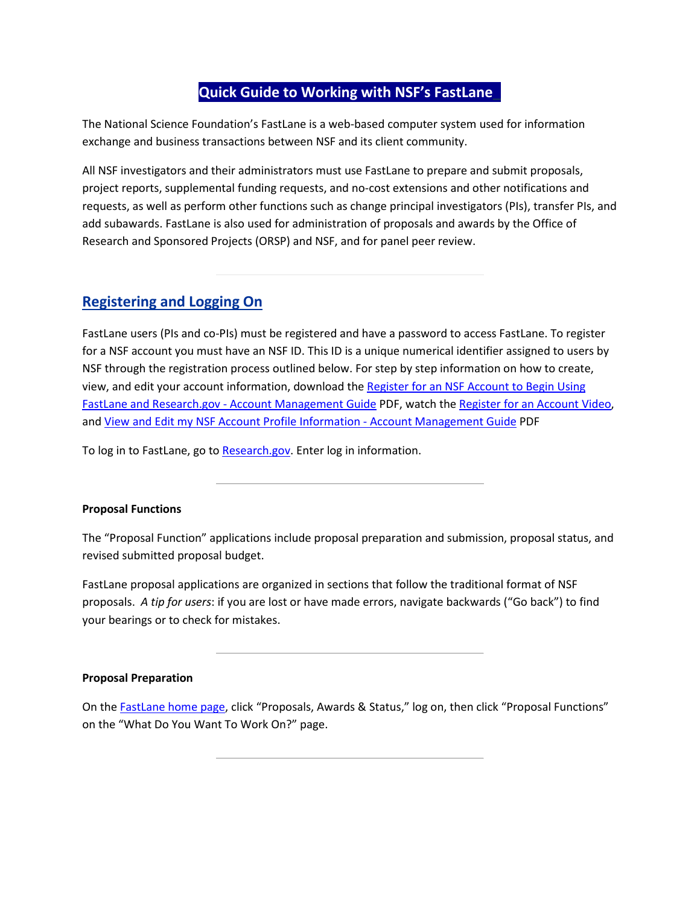# Quick Guide to Working with NSF's FastLane

The National Science Foundation's FastLane is a web-based computer system used for information exchange and business transactions between NSF and its client community.

All NSF investigators and their administrators must use FastLane to prepare and submit proposals, project reports, supplemental funding requests, and no-cost extensions and other notifications and requests, as well as perform other functions such as change principal investigators (PIs), transfer PIs, and add subawards. FastLane is also used for administration of proposals and awards by the Office of Research and Sponsored Projects (ORSP) and NSF, and for panel peer review.

---

## Registering and Logging On

FastLane users (PIs and co-PIs) must be registered and have a password to access FastLane. To register for a NSF account you must have an NSF ID. This ID is a unique numerical identifier assigned to users by NSF through the registration process outlined below. For step by step information on how to create, view, and edit your account information, download the Register for an NSF Account to Begin Using FastLane and Research.gov - Account Management Guide PDF, watch the Register for an Account Video, and View and Edit my NSF Account Profile Information - Account Management Guide PDF

To log in to FastLane, go to Research.gov. Enter log in information.

---

**Proposal Functions**

The "Proposal Function" applications include proposal preparation and submission, proposal status, and revised submitted proposal budget.

FastLane proposal applications are organized in sections that follow the traditional format of NSF proposals. *A tip for users*: if you are lost or have made errors, navigate backwards ("Go back") to find your bearings or to check for mistakes.

---

**Proposal Preparation**

On the FastLane home page, click "Proposals, Awards & Status," log on, then click "Proposal Functions" on the "What Do You Want To Work On?" page.

---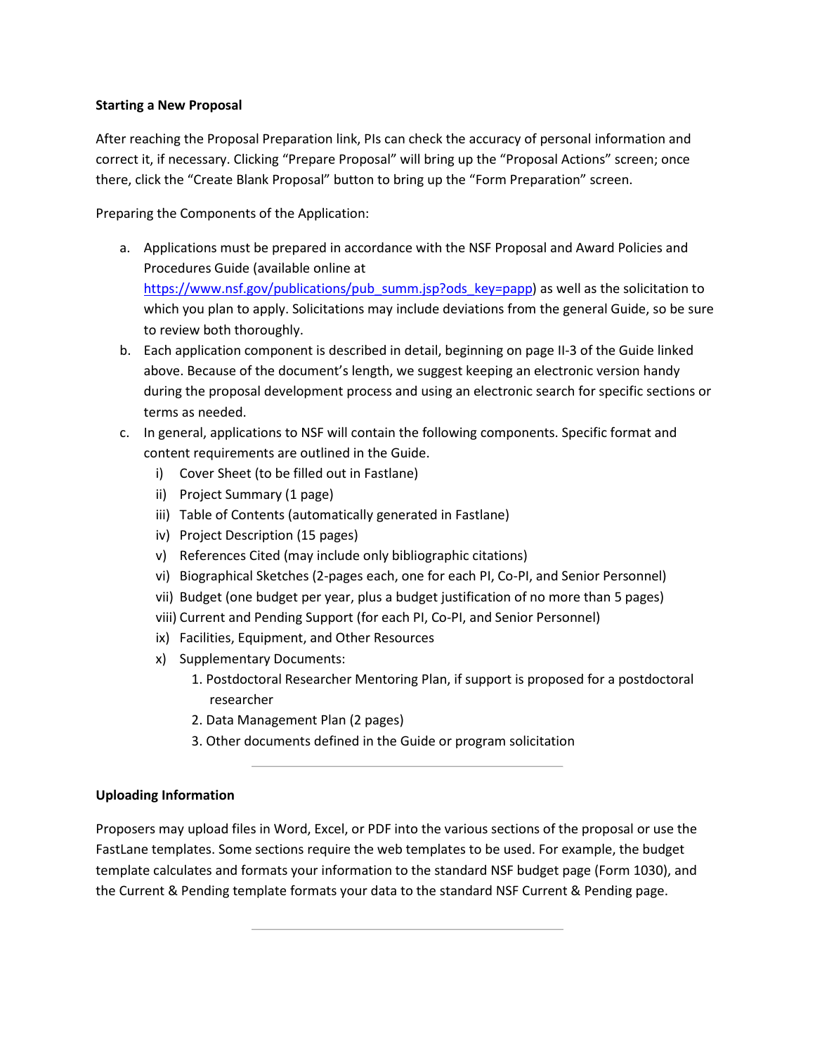**Starting a New Proposal**

After reaching the Proposal Preparation link, PIs can check the accuracy of personal information and correct it, if necessary. Clicking "Prepare Proposal" will bring up the "Proposal Actions" screen; once there, click the "Create Blank Proposal" button to bring up the "Form Preparation" screen.

Preparing the Components of the Application:

a. Applications must be prepared in accordance with the NSF Proposal and Award Policies and Procedures Guide (available online at [https://www.nsf.gov/publications/pub_summ.jsp?ods_key=papp](https://www.nsf.gov/publications/pub_summ.jsp?ods_key=papp)) as well as the solicitation to which you plan to apply. Solicitations may include deviations from the general Guide, so be sure to review both thoroughly.
b. Each application component is described in detail, beginning on page II-3 of the Guide linked above. Because of the document's length, we suggest keeping an electronic version handy during the proposal development process and using an electronic search for specific sections or terms as needed.
c. In general, applications to NSF will contain the following components. Specific format and content requirements are outlined in the Guide.
   i) Cover Sheet (to be filled out in Fastlane)
   ii) Project Summary (1 page)
   iii) Table of Contents (automatically generated in Fastlane)
   iv) Project Description (15 pages)
   v) References Cited (may include only bibliographic citations)
   vi) Biographical Sketches (2-pages each, one for each PI, Co-PI, and Senior Personnel)
   vii) Budget (one budget per year, plus a budget justification of no more than 5 pages)
   viii) Current and Pending Support (for each PI, Co-PI, and Senior Personnel)
   ix) Facilities, Equipment, and Other Resources
   x) Supplementary Documents:
      1. Postdoctoral Researcher Mentoring Plan, if support is proposed for a postdoctoral researcher
      2. Data Management Plan (2 pages)
      3. Other documents defined in the Guide or program solicitation

---

**Uploading Information**

Proposers may upload files in Word, Excel, or PDF into the various sections of the proposal or use the FastLane templates. Some sections require the web templates to be used. For example, the budget template calculates and formats your information to the standard NSF budget page (Form 1030), and the Current & Pending template formats your data to the standard NSF Current & Pending page.

---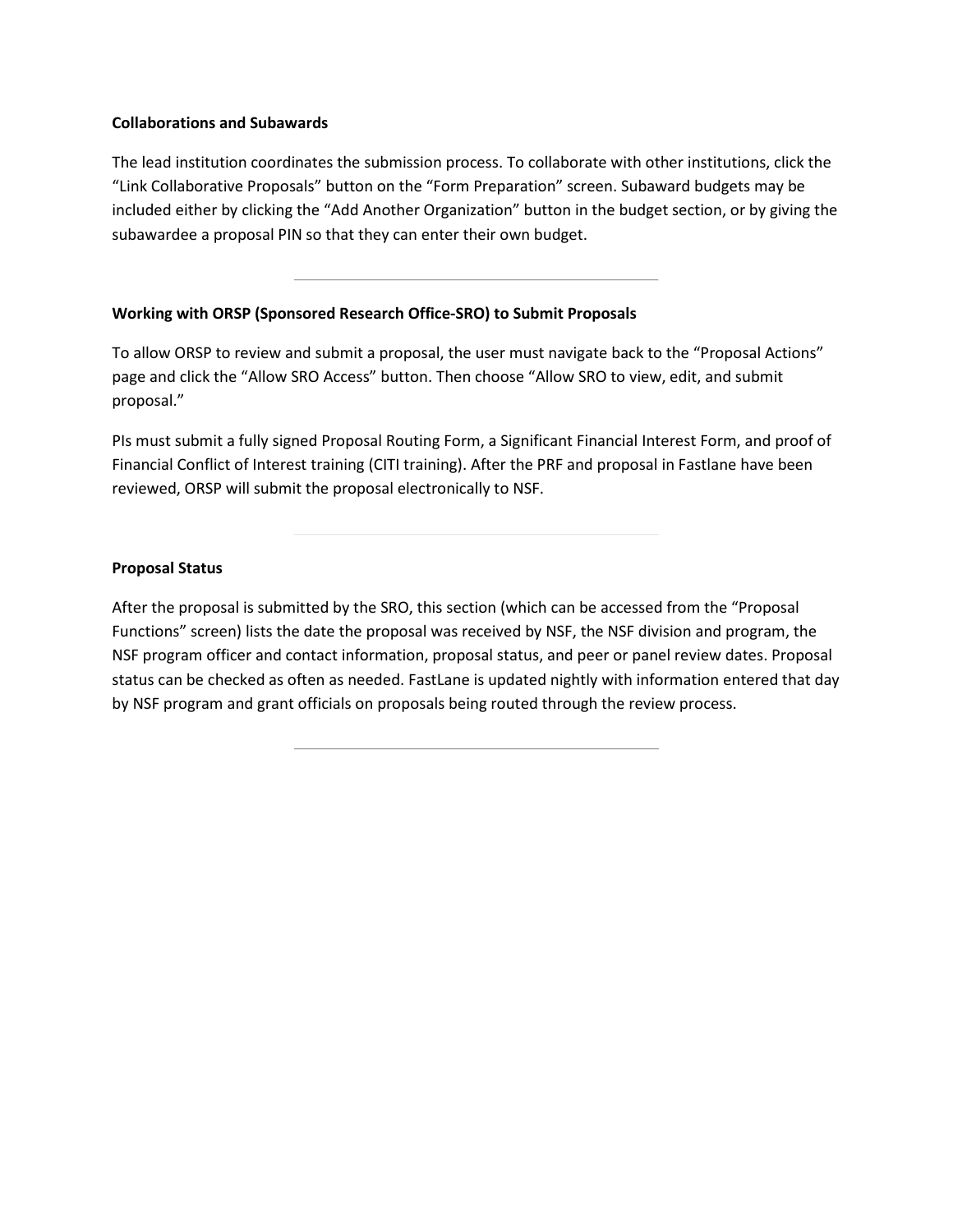**Collaborations and Subawards**

The lead institution coordinates the submission process. To collaborate with other institutions, click the "Link Collaborative Proposals" button on the "Form Preparation" screen. Subaward budgets may be included either by clicking the "Add Another Organization" button in the budget section, or by giving the subawardee a proposal PIN so that they can enter their own budget.

---

**Working with ORSP (Sponsored Research Office-SRO) to Submit Proposals**

To allow ORSP to review and submit a proposal, the user must navigate back to the "Proposal Actions" page and click the "Allow SRO Access" button. Then choose "Allow SRO to view, edit, and submit proposal."

PIs must submit a fully signed Proposal Routing Form, a Significant Financial Interest Form, and proof of Financial Conflict of Interest training (CITI training). After the PRF and proposal in Fastlane have been reviewed, ORSP will submit the proposal electronically to NSF.

---

**Proposal Status**

After the proposal is submitted by the SRO, this section (which can be accessed from the "Proposal Functions" screen) lists the date the proposal was received by NSF, the NSF division and program, the NSF program officer and contact information, proposal status, and peer or panel review dates. Proposal status can be checked as often as needed. FastLane is updated nightly with information entered that day by NSF program and grant officials on proposals being routed through the review process.

---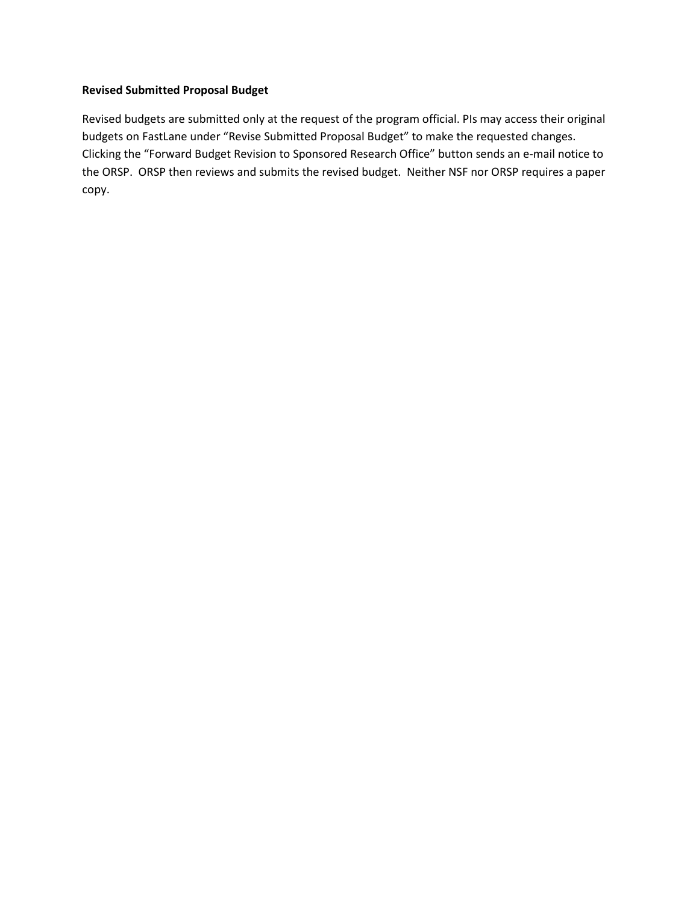**Revised Submitted Proposal Budget**

Revised budgets are submitted only at the request of the program official. PIs may access their original budgets on FastLane under “Revise Submitted Proposal Budget” to make the requested changes. Clicking the “Forward Budget Revision to Sponsored Research Office” button sends an e-mail notice to the ORSP. ORSP then reviews and submits the revised budget. Neither NSF nor ORSP requires a paper copy.